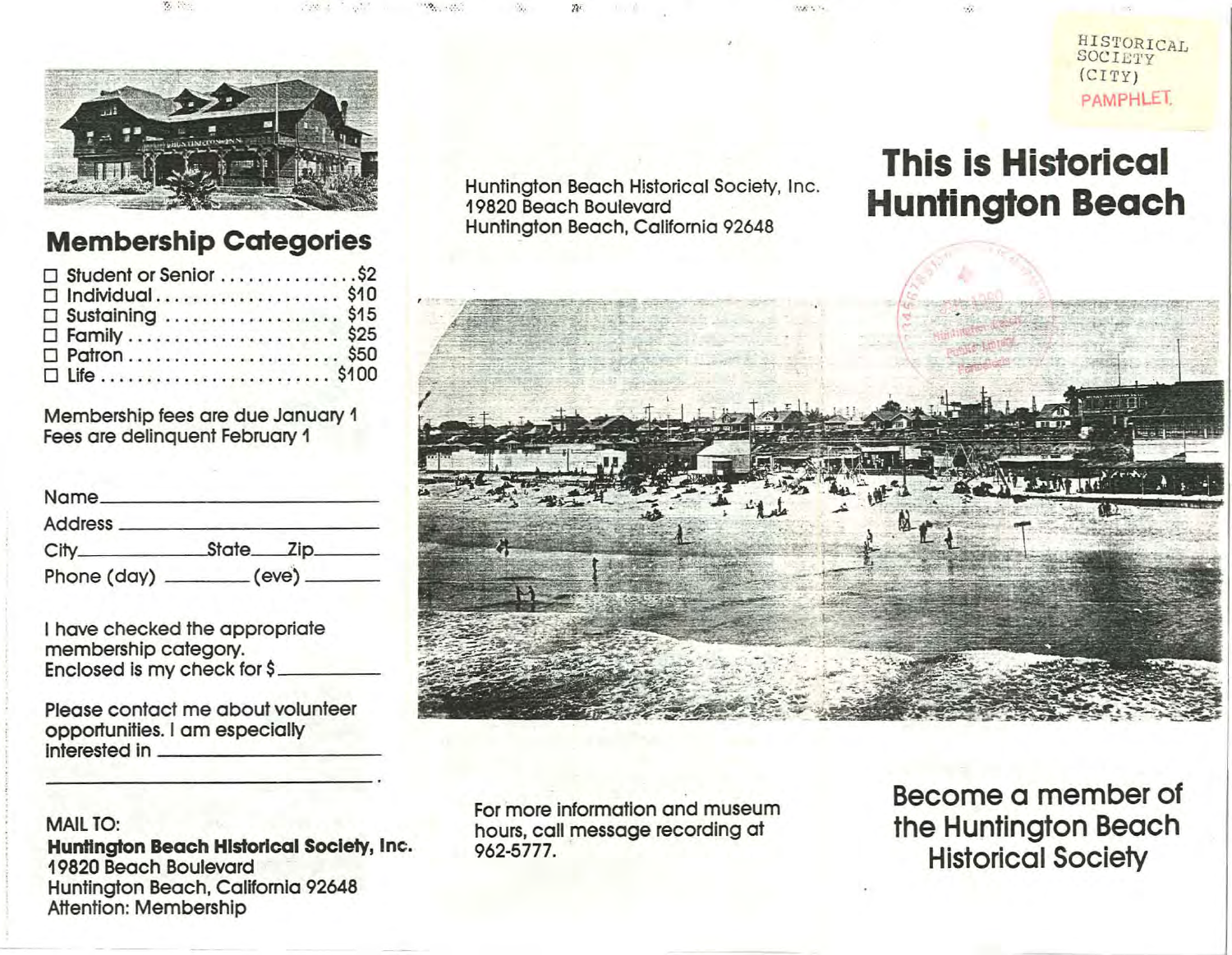HISTORICAL SOCIETY (CITY) PAMPHLET

## Membership Categories

- ☐ Student or Senior ............... $2
- ☐ Individual .................... $10
- ☐ Sustaining .................. $15
- ☐ Family ....................... $25
- ☐ Patron ....................... $50
- ☐ Life ......................... $100

Membership fees are due January 1
Fees are delinquent February 1

Name ________________________
Address ______________________
City __________ State ____ Zip ______
Phone (day) ________ (eve) ________

I have checked the appropriate membership category.
Enclosed is my check for $ ________

Please contact me about volunteer opportunities. I am especially interested in ________________

________________________________.

MAIL TO:
**Huntington Beach Historical Society, Inc.**
19820 Beach Boulevard
Huntington Beach, California 92648
Attention: Membership

Huntington Beach Historical Society, Inc.
19820 Beach Boulevard
Huntington Beach, California 92648

For more information and museum hours, call message recording at 962-5777.

# This is Historical Huntington Beach

## Become a member of the Huntington Beach Historical Society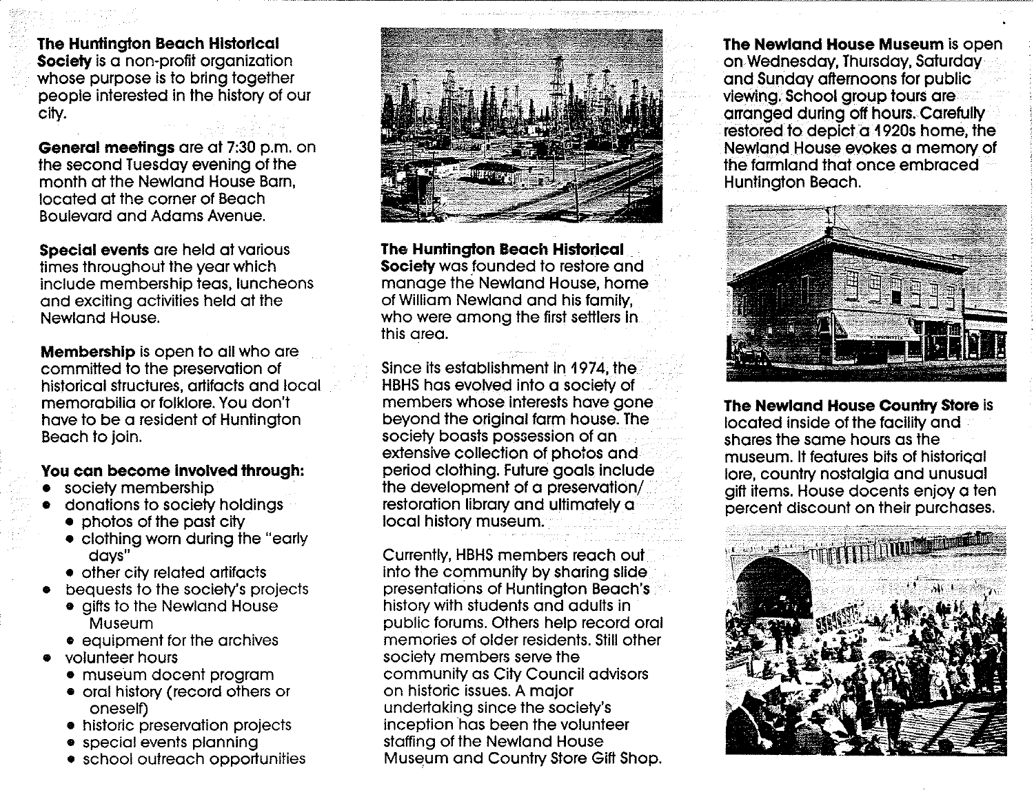**The Huntington Beach Historical Society** is a non-profit organization whose purpose is to bring together people interested in the history of our city.

**General meetings** are at 7:30 p.m. on the second Tuesday evening of the month at the Newland House Barn, located at the corner of Beach Boulevard and Adams Avenue.

**Special events** are held at various times throughout the year which include membership teas, luncheons and exciting activities held at the Newland House.

**Membership** is open to all who are committed to the preservation of historical structures, artifacts and local memorabilia or folklore. You don't have to be a resident of Huntington Beach to join.

**You can become involved through:**

- society membership
- donations to society holdings
  - photos of the past city
  - clothing worn during the "early days"
  - other city related artifacts
- bequests to the society's projects
  - gifts to the Newland House Museum
  - equipment for the archives
- volunteer hours
  - museum docent program
  - oral history (record others or oneself)
  - historic preservation projects
  - special events planning
  - school outreach opportunities

**The Huntington Beach Historical Society** was founded to restore and manage the Newland House, home of William Newland and his family, who were among the first settlers in this area.

Since its establishment in 1974, the HBHS has evolved into a society of members whose interests have gone beyond the original farm house. The society boasts possession of an extensive collection of photos and period clothing. Future goals include the development of a preservation/restoration library and ultimately a local history museum.

Currently, HBHS members reach out into the community by sharing slide presentations of Huntington Beach's history with students and adults in public forums. Others help record oral memories of older residents. Still other society members serve the community as City Council advisors on historic issues. A major undertaking since the society's inception has been the volunteer staffing of the Newland House Museum and Country Store Gift Shop.

**The Newland House Museum** is open on Wednesday, Thursday, Saturday and Sunday afternoons for public viewing. School group tours are arranged during off hours. Carefully restored to depict a 1920s home, the Newland House evokes a memory of the farmland that once embraced Huntington Beach.

**The Newland House Country Store** is located inside of the facility and shares the same hours as the museum. It features bits of historical lore, country nostalgia and unusual gift items. House docents enjoy a ten percent discount on their purchases.